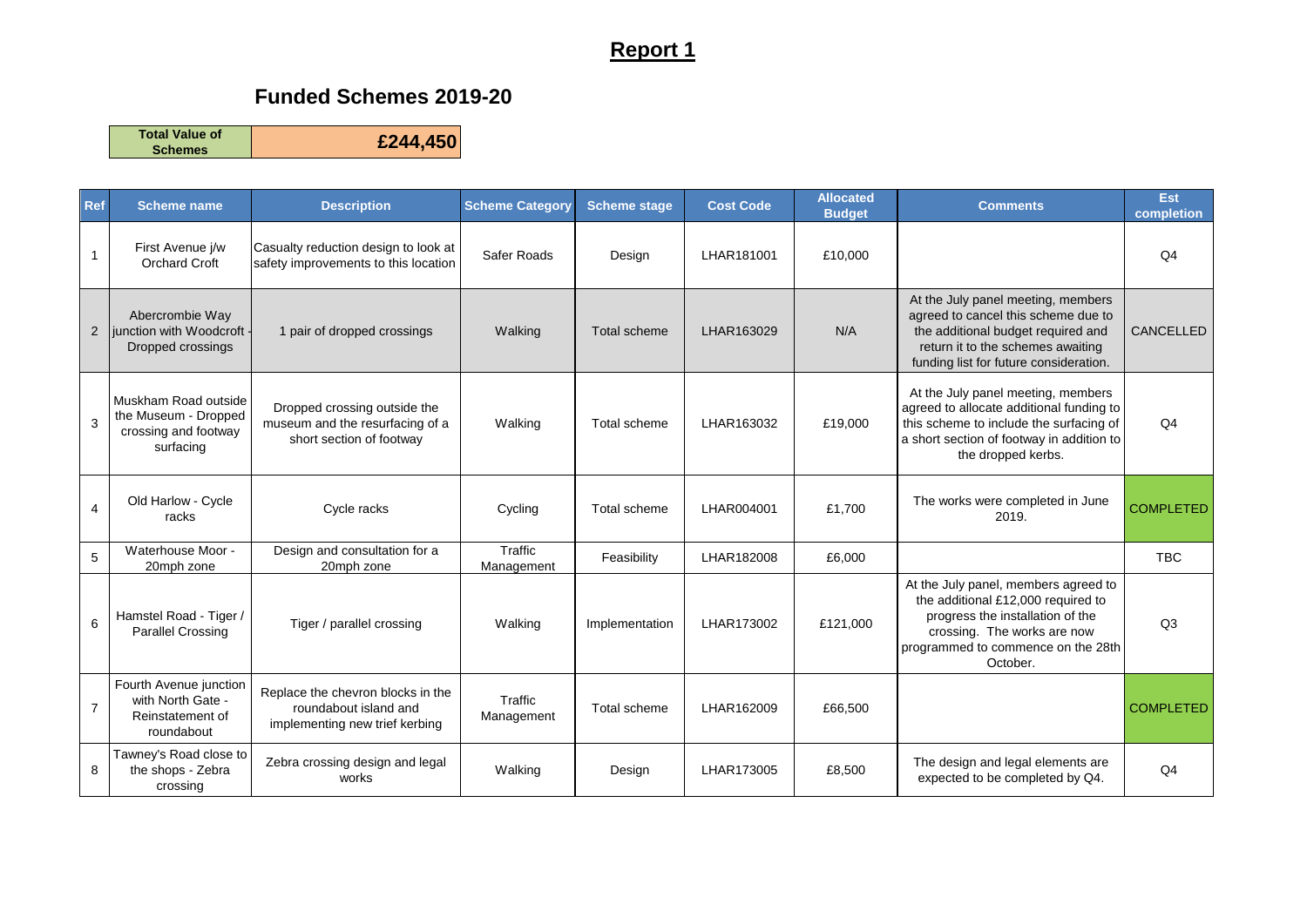# Report 1

## Funded Schemes 2019-20

| Total Value of Schemes | £244,450 |
|---|---|

| Ref | Scheme name | Description | Scheme Category | Scheme stage | Cost Code | Allocated Budget | Comments | Est completion |
|---|---|---|---|---|---|---|---|---|
| 1 | First Avenue j/w Orchard Croft | Casualty reduction design to look at safety improvements to this location | Safer Roads | Design | LHAR181001 | £10,000 | | Q4 |
| 2 | Abercrombie Way junction with Woodcroft - Dropped crossings | 1 pair of dropped crossings | Walking | Total scheme | LHAR163029 | N/A | At the July panel meeting, members agreed to cancel this scheme due to the additional budget required and return it to the schemes awaiting funding list for future consideration. | CANCELLED |
| 3 | Muskham Road outside the Museum - Dropped crossing and footway surfacing | Dropped crossing outside the museum and the resurfacing of a short section of footway | Walking | Total scheme | LHAR163032 | £19,000 | At the July panel meeting, members agreed to allocate additional funding to this scheme to include the surfacing of a short section of footway in addition to the dropped kerbs. | Q4 |
| 4 | Old Harlow - Cycle racks | Cycle racks | Cycling | Total scheme | LHAR004001 | £1,700 | The works were completed in June 2019. | COMPLETED |
| 5 | Waterhouse Moor - 20mph zone | Design and consultation for a 20mph zone | Traffic Management | Feasibility | LHAR182008 | £6,000 | | TBC |
| 6 | Hamstel Road - Tiger / Parallel Crossing | Tiger / parallel crossing | Walking | Implementation | LHAR173002 | £121,000 | At the July panel, members agreed to the additional £12,000 required to progress the installation of the crossing. The works are now programmed to commence on the 28th October. | Q3 |
| 7 | Fourth Avenue junction with North Gate - Reinstatement of roundabout | Replace the chevron blocks in the roundabout island and implementing new trief kerbing | Traffic Management | Total scheme | LHAR162009 | £66,500 | | COMPLETED |
| 8 | Tawney's Road close to the shops - Zebra crossing | Zebra crossing design and legal works | Walking | Design | LHAR173005 | £8,500 | The design and legal elements are expected to be completed by Q4. | Q4 |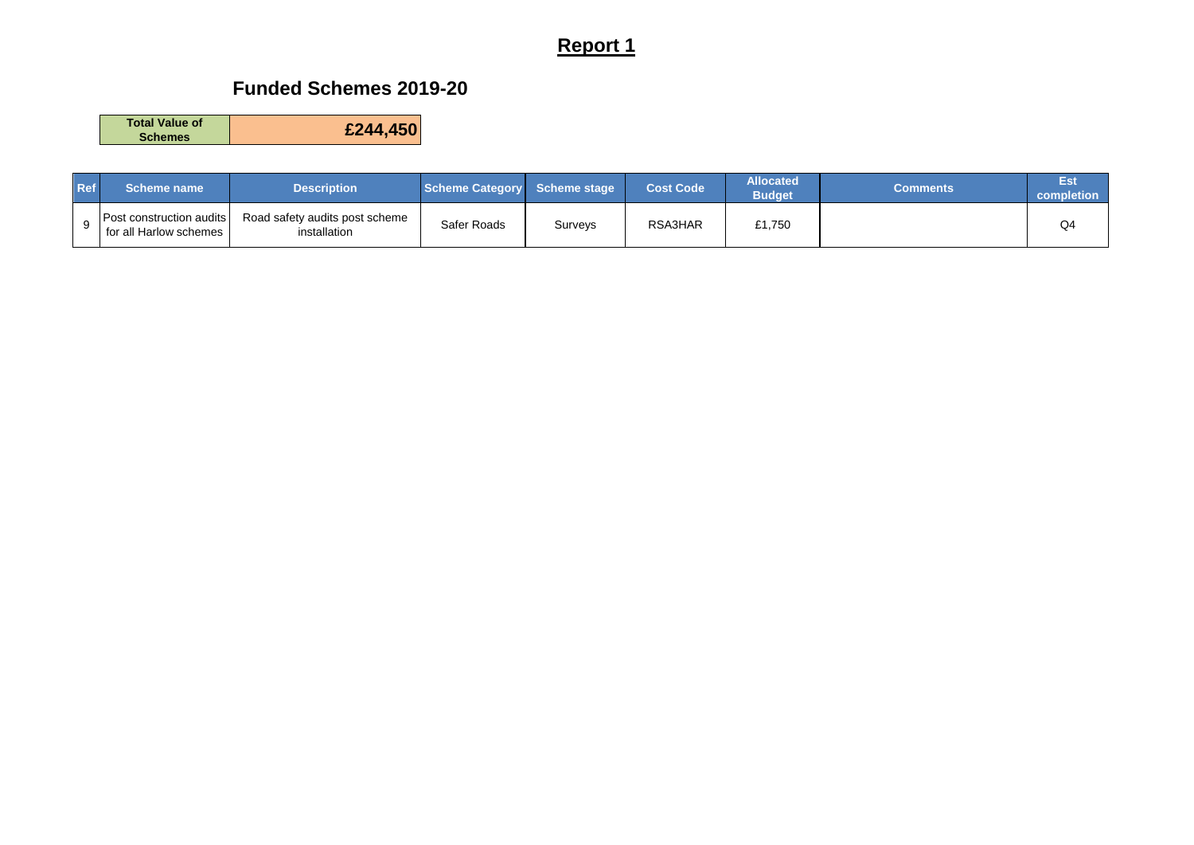## Report 1

### Funded Schemes 2019-20

| Total Value of Schemes | £244,450 |
|---|---|

| Ref | Scheme name | Description | Scheme Category | Scheme stage | Cost Code | Allocated Budget | Comments | Est completion |
|---|---|---|---|---|---|---|---|---|
| 9 | Post construction audits for all Harlow schemes | Road safety audits post scheme installation | Safer Roads | Surveys | RSA3HAR | £1,750 | | Q4 |